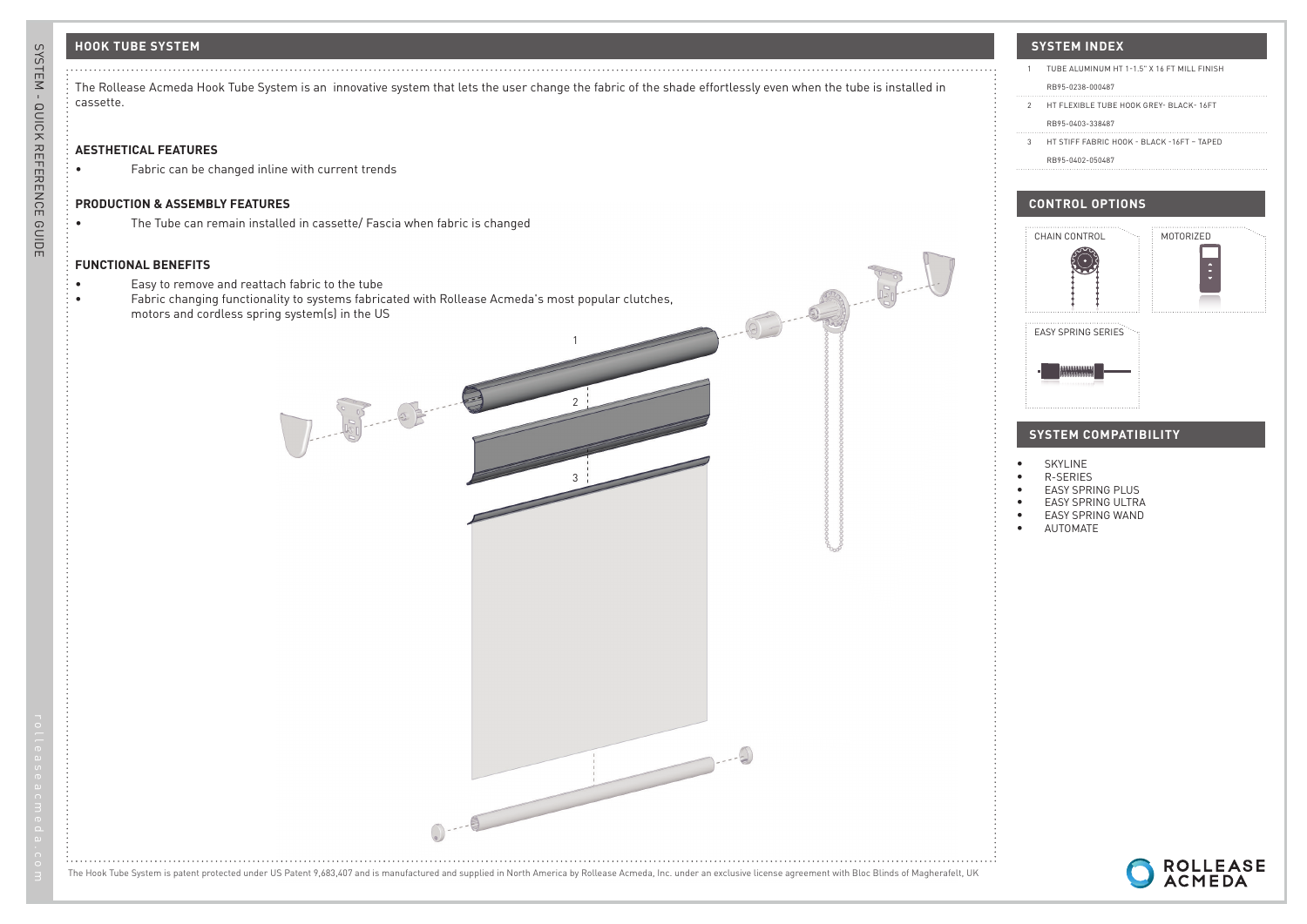## HOOK TUBE SYSTEM

The Rollease Acmeda Hook Tube System is an innovative system that lets the user change the fabric of the shade effortlessly even when the tube is installed in cassette.

### AESTHETICAL FEATURES

- Fabric can be changed inline with current trends

### PRODUCTION & ASSEMBLY FEATURES

- The Tube can remain installed in cassette/ Fascia when fabric is changed

### FUNCTIONAL BENEFITS

- Easy to remove and reattach fabric to the tube
- Fabric changing functionality to systems fabricated with Rollease Acmeda's most popular clutches, motors and cordless spring system(s) in the US

1

2

3

The Hook Tube System is patent protected under US Patent 9,683,407 and is manufactured and supplied in North America by Rollease Acmeda, Inc. under an exclusive license agreement with Bloc Blinds of Magherafelt, UK

## SYSTEM INDEX

1. TUBE ALUMINUM HT 1-1.5" X 16 FT MILL FINISH
   RB95-0238-000487
2. HT FLEXIBLE TUBE HOOK GREY- BLACK- 16FT
   RB95-0403-338487
3. HT STIFF FABRIC HOOK - BLACK -16FT – TAPED
   RB95-0402-050487

## CONTROL OPTIONS

CHAIN CONTROL

MOTORIZED

EASY SPRING SERIES

## SYSTEM COMPATIBILITY

- SKYLINE
- R-SERIES
- EASY SPRING PLUS
- EASY SPRING ULTRA
- EASY SPRING WAND
- AUTOMATE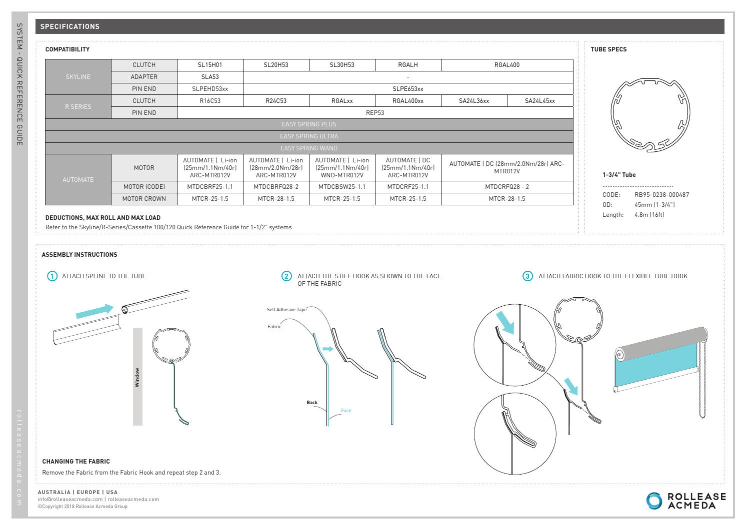## SPECIFICATIONS

### COMPATIBILITY

| | | | | | | | |
|---|---|---|---|---|---|---|---|
| SKYLINE | CLUTCH | SL15H01 | SL20H53 | SL30H53 | RGALH | RGAL400 | |
| | ADAPTER | SLA53 | - | | | | |
| | PIN END | SLPEHD53xx | SLPE653xx | | | | |
| R SERIES | CLUTCH | R16C53 | R24C53 | RGALxx | RGAL400xx | SA24L36xx | SA24L45xx |
| | PIN END | REP53 | | | | | |
| EASY SPRING PLUS | | | | | | | |
| EASY SPRING ULTRA | | | | | | | |
| EASY SPRING WAND | | | | | | | |
| AUTOMATE | MOTOR | AUTOMATE \| Li-ion [25mm/1.1Nm/40r] ARC-MTR012V | AUTOMATE \| Li-ion [28mm/2.0Nm/28r] ARC-MTR012V | AUTOMATE \| Li-ion [25mm/1.1Nm/40r] WND-MTR012V | AUTOMATE \| DC [25mm/1.1Nm/40r] ARC-MTR012V | AUTOMATE \| DC [28mm/2.0Nm/28r] ARC-MTR012V | |
| | MOTOR (CODE) | MTDCBRF25-1.1 | MTDCBRFQ28-2 | MTDCBSW25-1.1 | MTDCRF25-1.1 | MTDCRFQ28 - 2 | |
| | MOTOR CROWN | MTCR-25-1.5 | MTCR-28-1.5 | MTCR-25-1.5 | MTCR-25-1.5 | MTCR-28-1.5 | |

### DEDUCTIONS, MAX ROLL AND MAX LOAD

Refer to the Skyline/R-Series/Cassette 100/120 Quick Reference Guide for 1-1/2" systems

### TUBE SPECS

**1-3/4" Tube**

CODE: RB95-0238-000487
OD: 45mm [1-3/4"]
Length: 4.8m [16ft]

### ASSEMBLY INSTRUCTIONS

1. ATTACH SPLINE TO THE TUBE

Window

2. ATTACH THE STIFF HOOK AS SHOWN TO THE FACE OF THE FABRIC

Self Adhesive Tape

Fabric

Back

Face

3. ATTACH FABRIC HOOK TO THE FLEXIBLE TUBE HOOK

### CHANGING THE FABRIC

Remove the Fabric from the Fabric Hook and repeat step 2 and 3.

**AUSTRALIA | EUROPE | USA**
info@rolleaseacmeda.com | rolleaseacmeda.com
©Copyright 2018 Rollease Acmeda Group